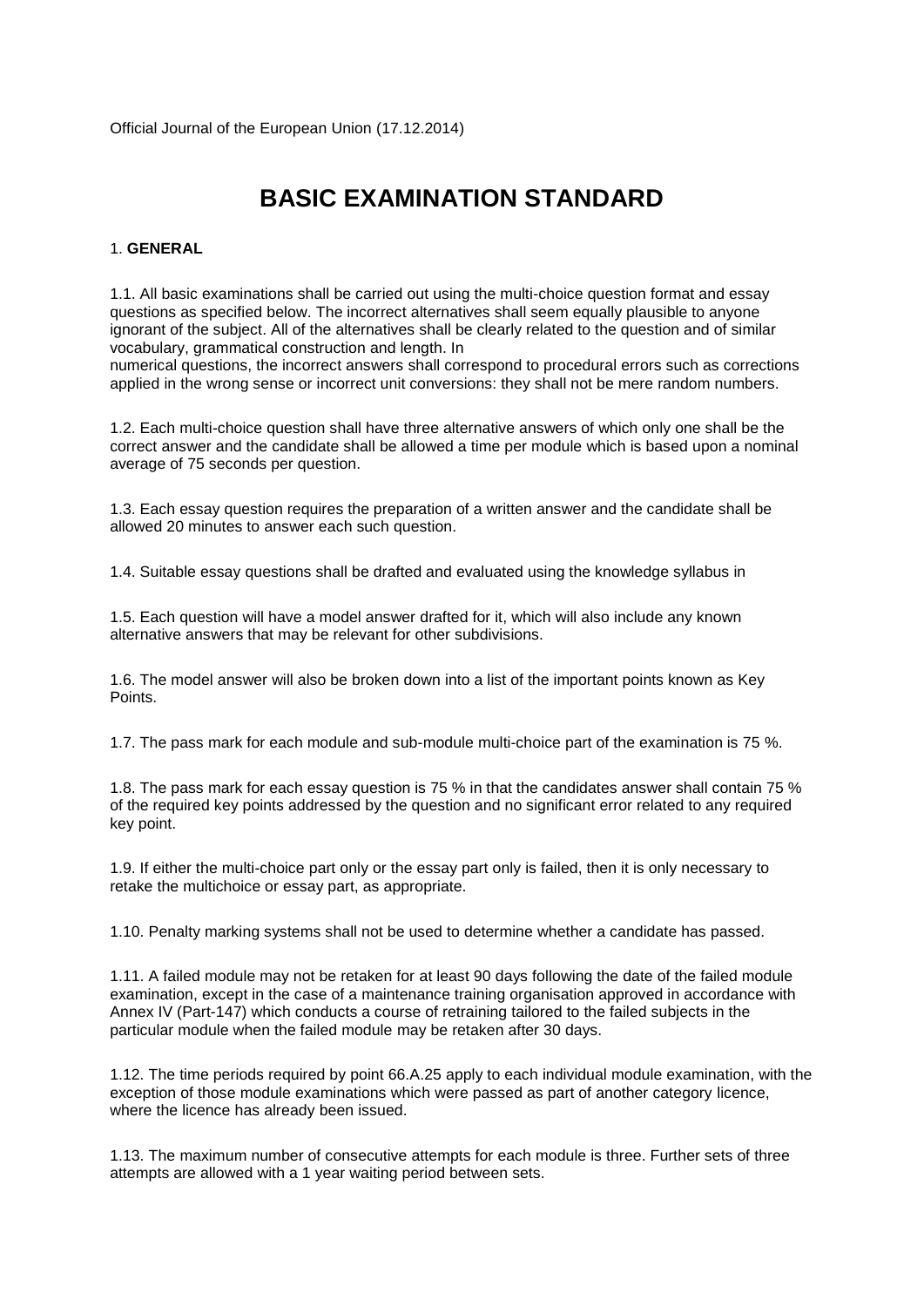Official Journal of the European Union (17.12.2014)

# BASIC EXAMINATION STANDARD

1. **GENERAL**

1.1. All basic examinations shall be carried out using the multi-choice question format and essay questions as specified below. The incorrect alternatives shall seem equally plausible to anyone ignorant of the subject. All of the alternatives shall be clearly related to the question and of similar vocabulary, grammatical construction and length. In numerical questions, the incorrect answers shall correspond to procedural errors such as corrections applied in the wrong sense or incorrect unit conversions: they shall not be mere random numbers.

1.2. Each multi-choice question shall have three alternative answers of which only one shall be the correct answer and the candidate shall be allowed a time per module which is based upon a nominal average of 75 seconds per question.

1.3. Each essay question requires the preparation of a written answer and the candidate shall be allowed 20 minutes to answer each such question.

1.4. Suitable essay questions shall be drafted and evaluated using the knowledge syllabus in

1.5. Each question will have a model answer drafted for it, which will also include any known alternative answers that may be relevant for other subdivisions.

1.6. The model answer will also be broken down into a list of the important points known as Key Points.

1.7. The pass mark for each module and sub-module multi-choice part of the examination is 75 %.

1.8. The pass mark for each essay question is 75 % in that the candidates answer shall contain 75 % of the required key points addressed by the question and no significant error related to any required key point.

1.9. If either the multi-choice part only or the essay part only is failed, then it is only necessary to retake the multichoice or essay part, as appropriate.

1.10. Penalty marking systems shall not be used to determine whether a candidate has passed.

1.11. A failed module may not be retaken for at least 90 days following the date of the failed module examination, except in the case of a maintenance training organisation approved in accordance with Annex IV (Part-147) which conducts a course of retraining tailored to the failed subjects in the particular module when the failed module may be retaken after 30 days.

1.12. The time periods required by point 66.A.25 apply to each individual module examination, with the exception of those module examinations which were passed as part of another category licence, where the licence has already been issued.

1.13. The maximum number of consecutive attempts for each module is three. Further sets of three attempts are allowed with a 1 year waiting period between sets.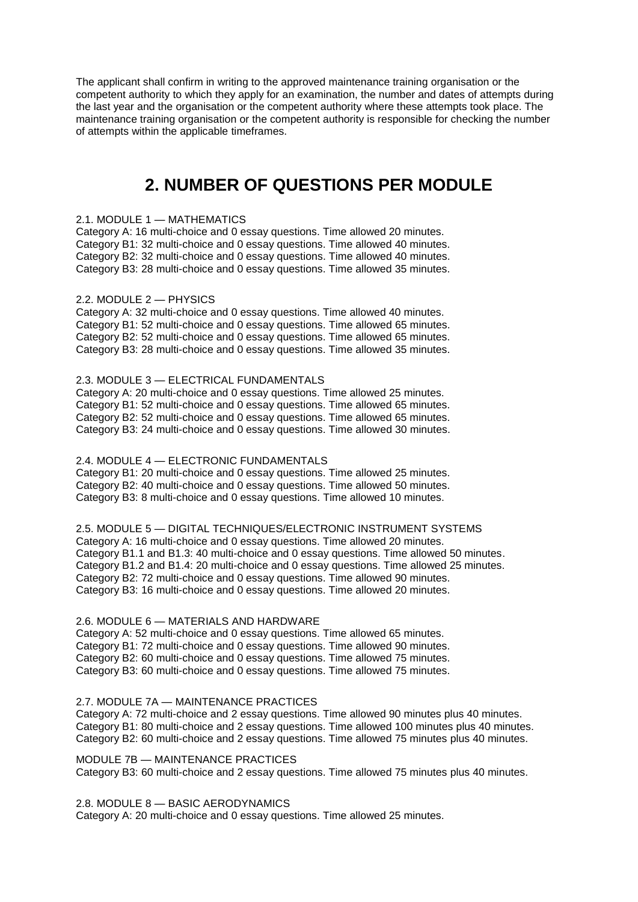The applicant shall confirm in writing to the approved maintenance training organisation or the competent authority to which they apply for an examination, the number and dates of attempts during the last year and the organisation or the competent authority where these attempts took place. The maintenance training organisation or the competent authority is responsible for checking the number of attempts within the applicable timeframes.

## 2. NUMBER OF QUESTIONS PER MODULE

2.1. MODULE 1 — MATHEMATICS
Category A: 16 multi-choice and 0 essay questions. Time allowed 20 minutes.
Category B1: 32 multi-choice and 0 essay questions. Time allowed 40 minutes.
Category B2: 32 multi-choice and 0 essay questions. Time allowed 40 minutes.
Category B3: 28 multi-choice and 0 essay questions. Time allowed 35 minutes.

2.2. MODULE 2 — PHYSICS
Category A: 32 multi-choice and 0 essay questions. Time allowed 40 minutes.
Category B1: 52 multi-choice and 0 essay questions. Time allowed 65 minutes.
Category B2: 52 multi-choice and 0 essay questions. Time allowed 65 minutes.
Category B3: 28 multi-choice and 0 essay questions. Time allowed 35 minutes.

2.3. MODULE 3 — ELECTRICAL FUNDAMENTALS
Category A: 20 multi-choice and 0 essay questions. Time allowed 25 minutes.
Category B1: 52 multi-choice and 0 essay questions. Time allowed 65 minutes.
Category B2: 52 multi-choice and 0 essay questions. Time allowed 65 minutes.
Category B3: 24 multi-choice and 0 essay questions. Time allowed 30 minutes.

2.4. MODULE 4 — ELECTRONIC FUNDAMENTALS
Category B1: 20 multi-choice and 0 essay questions. Time allowed 25 minutes.
Category B2: 40 multi-choice and 0 essay questions. Time allowed 50 minutes.
Category B3: 8 multi-choice and 0 essay questions. Time allowed 10 minutes.

2.5. MODULE 5 — DIGITAL TECHNIQUES/ELECTRONIC INSTRUMENT SYSTEMS
Category A: 16 multi-choice and 0 essay questions. Time allowed 20 minutes.
Category B1.1 and B1.3: 40 multi-choice and 0 essay questions. Time allowed 50 minutes.
Category B1.2 and B1.4: 20 multi-choice and 0 essay questions. Time allowed 25 minutes.
Category B2: 72 multi-choice and 0 essay questions. Time allowed 90 minutes.
Category B3: 16 multi-choice and 0 essay questions. Time allowed 20 minutes.

2.6. MODULE 6 — MATERIALS AND HARDWARE
Category A: 52 multi-choice and 0 essay questions. Time allowed 65 minutes.
Category B1: 72 multi-choice and 0 essay questions. Time allowed 90 minutes.
Category B2: 60 multi-choice and 0 essay questions. Time allowed 75 minutes.
Category B3: 60 multi-choice and 0 essay questions. Time allowed 75 minutes.

2.7. MODULE 7A — MAINTENANCE PRACTICES
Category A: 72 multi-choice and 2 essay questions. Time allowed 90 minutes plus 40 minutes.
Category B1: 80 multi-choice and 2 essay questions. Time allowed 100 minutes plus 40 minutes.
Category B2: 60 multi-choice and 2 essay questions. Time allowed 75 minutes plus 40 minutes.

MODULE 7B — MAINTENANCE PRACTICES
Category B3: 60 multi-choice and 2 essay questions. Time allowed 75 minutes plus 40 minutes.

2.8. MODULE 8 — BASIC AERODYNAMICS
Category A: 20 multi-choice and 0 essay questions. Time allowed 25 minutes.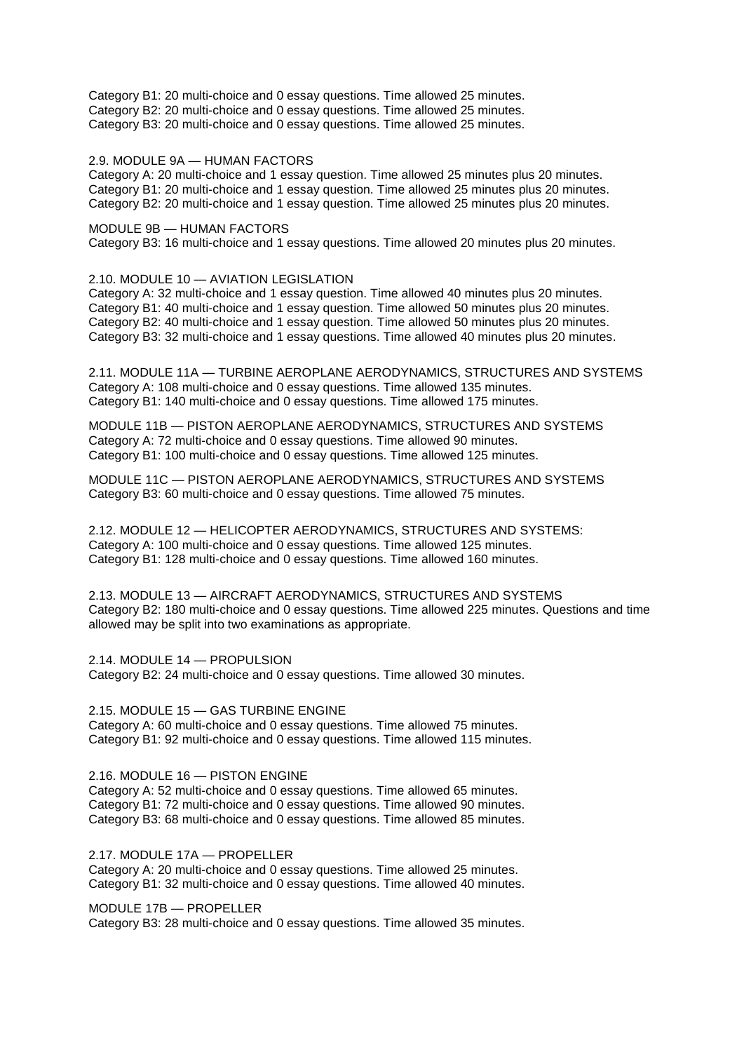Category B1: 20 multi-choice and 0 essay questions. Time allowed 25 minutes.
Category B2: 20 multi-choice and 0 essay questions. Time allowed 25 minutes.
Category B3: 20 multi-choice and 0 essay questions. Time allowed 25 minutes.

2.9. MODULE 9A — HUMAN FACTORS
Category A: 20 multi-choice and 1 essay question. Time allowed 25 minutes plus 20 minutes.
Category B1: 20 multi-choice and 1 essay question. Time allowed 25 minutes plus 20 minutes.
Category B2: 20 multi-choice and 1 essay question. Time allowed 25 minutes plus 20 minutes.

MODULE 9B — HUMAN FACTORS
Category B3: 16 multi-choice and 1 essay questions. Time allowed 20 minutes plus 20 minutes.

2.10. MODULE 10 — AVIATION LEGISLATION
Category A: 32 multi-choice and 1 essay question. Time allowed 40 minutes plus 20 minutes.
Category B1: 40 multi-choice and 1 essay question. Time allowed 50 minutes plus 20 minutes.
Category B2: 40 multi-choice and 1 essay question. Time allowed 50 minutes plus 20 minutes.
Category B3: 32 multi-choice and 1 essay questions. Time allowed 40 minutes plus 20 minutes.

2.11. MODULE 11A — TURBINE AEROPLANE AERODYNAMICS, STRUCTURES AND SYSTEMS
Category A: 108 multi-choice and 0 essay questions. Time allowed 135 minutes.
Category B1: 140 multi-choice and 0 essay questions. Time allowed 175 minutes.

MODULE 11B — PISTON AEROPLANE AERODYNAMICS, STRUCTURES AND SYSTEMS
Category A: 72 multi-choice and 0 essay questions. Time allowed 90 minutes.
Category B1: 100 multi-choice and 0 essay questions. Time allowed 125 minutes.

MODULE 11C — PISTON AEROPLANE AERODYNAMICS, STRUCTURES AND SYSTEMS
Category B3: 60 multi-choice and 0 essay questions. Time allowed 75 minutes.

2.12. MODULE 12 — HELICOPTER AERODYNAMICS, STRUCTURES AND SYSTEMS:
Category A: 100 multi-choice and 0 essay questions. Time allowed 125 minutes.
Category B1: 128 multi-choice and 0 essay questions. Time allowed 160 minutes.

2.13. MODULE 13 — AIRCRAFT AERODYNAMICS, STRUCTURES AND SYSTEMS
Category B2: 180 multi-choice and 0 essay questions. Time allowed 225 minutes. Questions and time allowed may be split into two examinations as appropriate.

2.14. MODULE 14 — PROPULSION
Category B2: 24 multi-choice and 0 essay questions. Time allowed 30 minutes.

2.15. MODULE 15 — GAS TURBINE ENGINE
Category A: 60 multi-choice and 0 essay questions. Time allowed 75 minutes.
Category B1: 92 multi-choice and 0 essay questions. Time allowed 115 minutes.

2.16. MODULE 16 — PISTON ENGINE
Category A: 52 multi-choice and 0 essay questions. Time allowed 65 minutes.
Category B1: 72 multi-choice and 0 essay questions. Time allowed 90 minutes.
Category B3: 68 multi-choice and 0 essay questions. Time allowed 85 minutes.

2.17. MODULE 17A — PROPELLER
Category A: 20 multi-choice and 0 essay questions. Time allowed 25 minutes.
Category B1: 32 multi-choice and 0 essay questions. Time allowed 40 minutes.

MODULE 17B — PROPELLER
Category B3: 28 multi-choice and 0 essay questions. Time allowed 35 minutes.